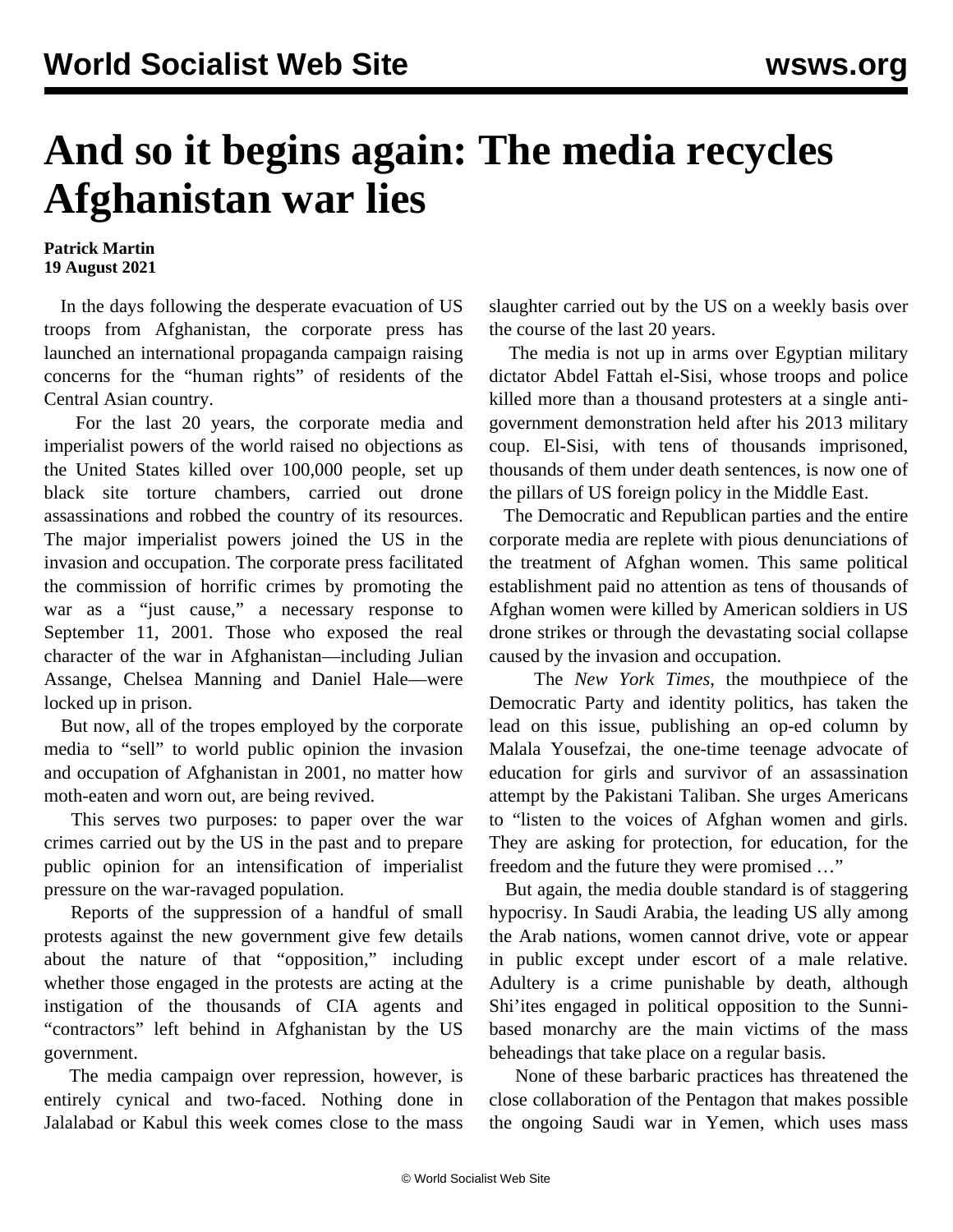# And so it begins again: The media recycles Afghanistan war lies

**Patrick Martin**
**19 August 2021**

In the days following the desperate evacuation of US troops from Afghanistan, the corporate press has launched an international propaganda campaign raising concerns for the "human rights" of residents of the Central Asian country.

For the last 20 years, the corporate media and imperialist powers of the world raised no objections as the United States killed over 100,000 people, set up black site torture chambers, carried out drone assassinations and robbed the country of its resources. The major imperialist powers joined the US in the invasion and occupation. The corporate press facilitated the commission of horrific crimes by promoting the war as a "just cause," a necessary response to September 11, 2001. Those who exposed the real character of the war in Afghanistan—including Julian Assange, Chelsea Manning and Daniel Hale—were locked up in prison.

But now, all of the tropes employed by the corporate media to "sell" to world public opinion the invasion and occupation of Afghanistan in 2001, no matter how moth-eaten and worn out, are being revived.

This serves two purposes: to paper over the war crimes carried out by the US in the past and to prepare public opinion for an intensification of imperialist pressure on the war-ravaged population.

Reports of the suppression of a handful of small protests against the new government give few details about the nature of that "opposition," including whether those engaged in the protests are acting at the instigation of the thousands of CIA agents and "contractors" left behind in Afghanistan by the US government.

The media campaign over repression, however, is entirely cynical and two-faced. Nothing done in Jalalabad or Kabul this week comes close to the mass slaughter carried out by the US on a weekly basis over the course of the last 20 years.

The media is not up in arms over Egyptian military dictator Abdel Fattah el-Sisi, whose troops and police killed more than a thousand protesters at a single anti-government demonstration held after his 2013 military coup. El-Sisi, with tens of thousands imprisoned, thousands of them under death sentences, is now one of the pillars of US foreign policy in the Middle East.

The Democratic and Republican parties and the entire corporate media are replete with pious denunciations of the treatment of Afghan women. This same political establishment paid no attention as tens of thousands of Afghan women were killed by American soldiers in US drone strikes or through the devastating social collapse caused by the invasion and occupation.

The *New York Times*, the mouthpiece of the Democratic Party and identity politics, has taken the lead on this issue, publishing an op-ed column by Malala Yousefzai, the one-time teenage advocate of education for girls and survivor of an assassination attempt by the Pakistani Taliban. She urges Americans to "listen to the voices of Afghan women and girls. They are asking for protection, for education, for the freedom and the future they were promised …"

But again, the media double standard is of staggering hypocrisy. In Saudi Arabia, the leading US ally among the Arab nations, women cannot drive, vote or appear in public except under escort of a male relative. Adultery is a crime punishable by death, although Shi'ites engaged in political opposition to the Sunni-based monarchy are the main victims of the mass beheadings that take place on a regular basis.

None of these barbaric practices has threatened the close collaboration of the Pentagon that makes possible the ongoing Saudi war in Yemen, which uses mass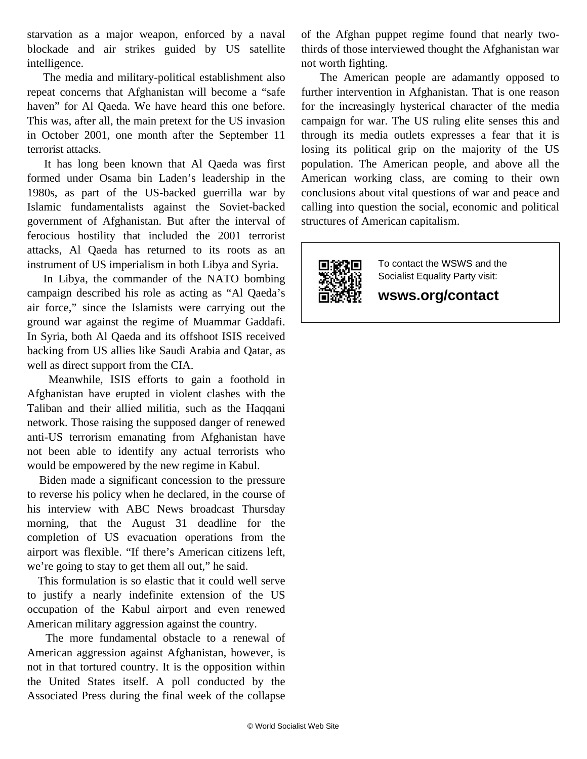starvation as a major weapon, enforced by a naval blockade and air strikes guided by US satellite intelligence.

The media and military-political establishment also repeat concerns that Afghanistan will become a "safe haven" for Al Qaeda. We have heard this one before. This was, after all, the main pretext for the US invasion in October 2001, one month after the September 11 terrorist attacks.

It has long been known that Al Qaeda was first formed under Osama bin Laden's leadership in the 1980s, as part of the US-backed guerrilla war by Islamic fundamentalists against the Soviet-backed government of Afghanistan. But after the interval of ferocious hostility that included the 2001 terrorist attacks, Al Qaeda has returned to its roots as an instrument of US imperialism in both Libya and Syria.

In Libya, the commander of the NATO bombing campaign described his role as acting as "Al Qaeda's air force," since the Islamists were carrying out the ground war against the regime of Muammar Gaddafi. In Syria, both Al Qaeda and its offshoot ISIS received backing from US allies like Saudi Arabia and Qatar, as well as direct support from the CIA.

Meanwhile, ISIS efforts to gain a foothold in Afghanistan have erupted in violent clashes with the Taliban and their allied militia, such as the Haqqani network. Those raising the supposed danger of renewed anti-US terrorism emanating from Afghanistan have not been able to identify any actual terrorists who would be empowered by the new regime in Kabul.

Biden made a significant concession to the pressure to reverse his policy when he declared, in the course of his interview with ABC News broadcast Thursday morning, that the August 31 deadline for the completion of US evacuation operations from the airport was flexible. "If there's American citizens left, we're going to stay to get them all out," he said.

This formulation is so elastic that it could well serve to justify a nearly indefinite extension of the US occupation of the Kabul airport and even renewed American military aggression against the country.

The more fundamental obstacle to a renewal of American aggression against Afghanistan, however, is not in that tortured country. It is the opposition within the United States itself. A poll conducted by the Associated Press during the final week of the collapse of the Afghan puppet regime found that nearly two-thirds of those interviewed thought the Afghanistan war not worth fighting.

The American people are adamantly opposed to further intervention in Afghanistan. That is one reason for the increasingly hysterical character of the media campaign for war. The US ruling elite senses this and through its media outlets expresses a fear that it is losing its political grip on the majority of the US population. The American people, and above all the American working class, are coming to their own conclusions about vital questions of war and peace and calling into question the social, economic and political structures of American capitalism.

To contact the WSWS and the Socialist Equality Party visit:

**wsws.org/contact**